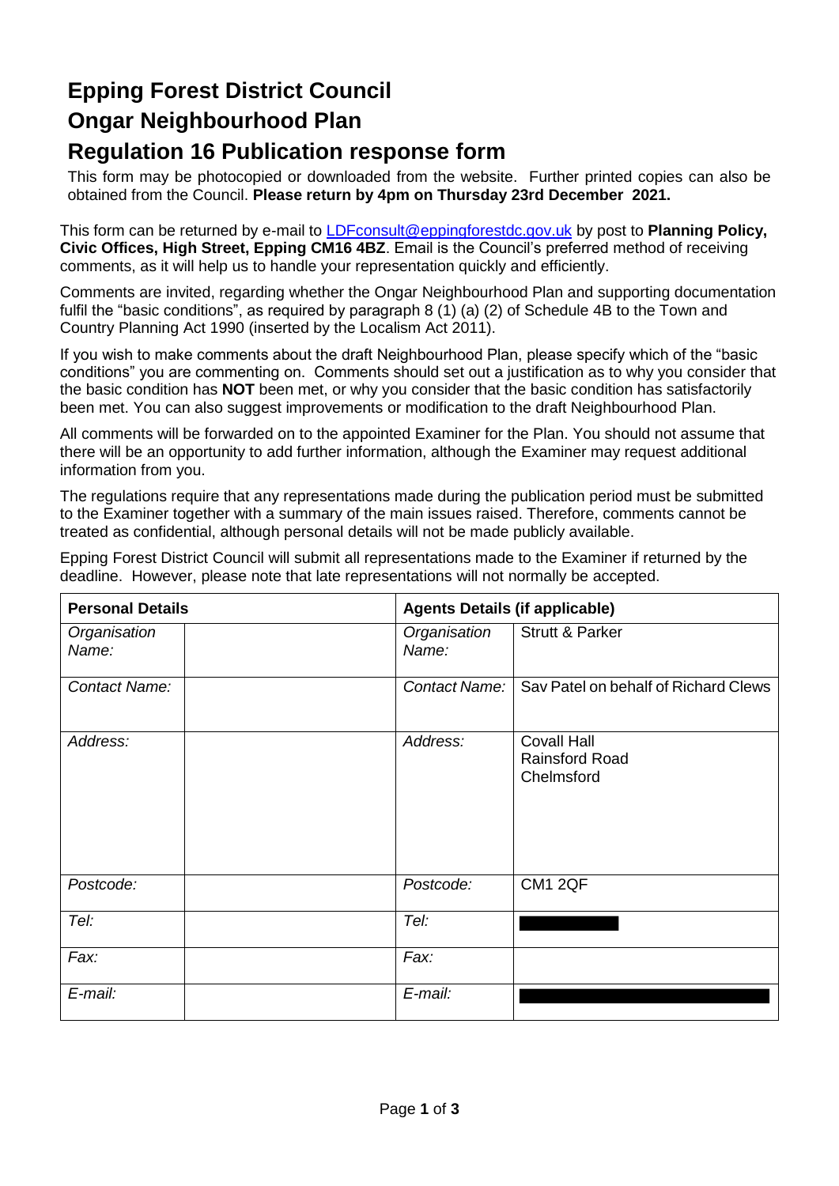# Epping Forest District Council

# Ongar Neighbourhood Plan

# Regulation 16 Publication response form

This form may be photocopied or downloaded from the website. Further printed copies can also be obtained from the Council. **Please return by 4pm on Thursday 23rd December 2021.**

This form can be returned by e-mail to LDFconsult@eppingforestdc.gov.uk by post to **Planning Policy, Civic Offices, High Street, Epping CM16 4BZ**. Email is the Council's preferred method of receiving comments, as it will help us to handle your representation quickly and efficiently.

Comments are invited, regarding whether the Ongar Neighbourhood Plan and supporting documentation fulfil the "basic conditions", as required by paragraph 8 (1) (a) (2) of Schedule 4B to the Town and Country Planning Act 1990 (inserted by the Localism Act 2011).

If you wish to make comments about the draft Neighbourhood Plan, please specify which of the "basic conditions" you are commenting on. Comments should set out a justification as to why you consider that the basic condition has **NOT** been met, or why you consider that the basic condition has satisfactorily been met. You can also suggest improvements or modification to the draft Neighbourhood Plan.

All comments will be forwarded on to the appointed Examiner for the Plan. You should not assume that there will be an opportunity to add further information, although the Examiner may request additional information from you.

The regulations require that any representations made during the publication period must be submitted to the Examiner together with a summary of the main issues raised. Therefore, comments cannot be treated as confidential, although personal details will not be made publicly available.

Epping Forest District Council will submit all representations made to the Examiner if returned by the deadline. However, please note that late representations will not normally be accepted.

| **Personal Details** | | **Agents Details (if applicable)** | |
|---|---|---|---|
| *Organisation Name:* | | *Organisation Name:* | Strutt & Parker |
| *Contact Name:* | | *Contact Name:* | Sav Patel on behalf of Richard Clews |
| *Address:* | | *Address:* | Covall Hall<br>Rainsford Road<br>Chelmsford |
| *Postcode:* | | *Postcode:* | CM1 2QF |
| *Tel:* | | *Tel:* | [redacted] |
| *Fax:* | | *Fax:* | |
| *E-mail:* | | *E-mail:* | [redacted] |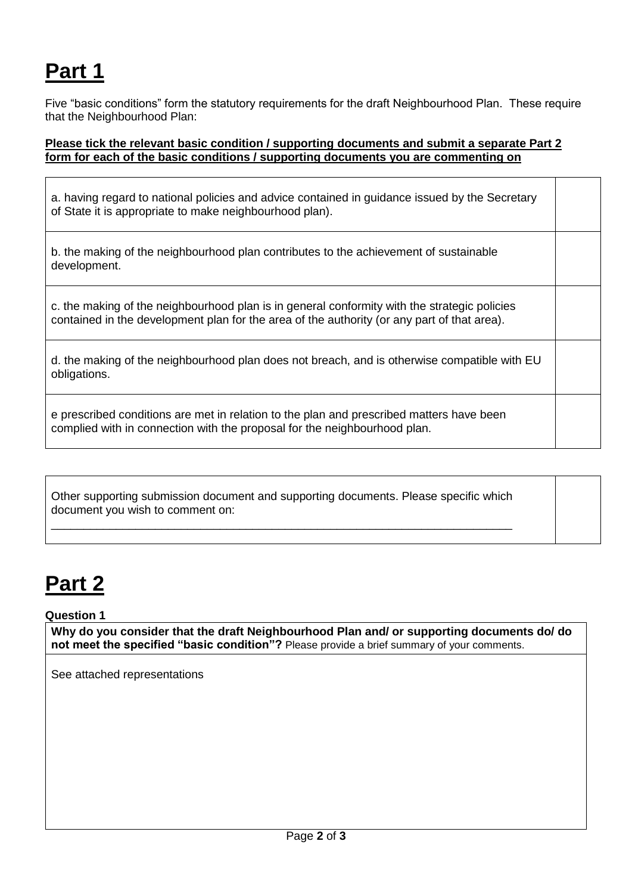# Part 1

Five "basic conditions" form the statutory requirements for the draft Neighbourhood Plan. These require that the Neighbourhood Plan:

**Please tick the relevant basic condition / supporting documents and submit a separate Part 2 form for each of the basic conditions / supporting documents you are commenting on**

| | |
|---|---|
| a. having regard to national policies and advice contained in guidance issued by the Secretary of State it is appropriate to make neighbourhood plan). | |
| b. the making of the neighbourhood plan contributes to the achievement of sustainable development. | |
| c. the making of the neighbourhood plan is in general conformity with the strategic policies contained in the development plan for the area of the authority (or any part of that area). | |
| d. the making of the neighbourhood plan does not breach, and is otherwise compatible with EU obligations. | |
| e prescribed conditions are met in relation to the plan and prescribed matters have been complied with in connection with the proposal for the neighbourhood plan. | |

| | |
|---|---|
| Other supporting submission document and supporting documents. Please specific which document you wish to comment on: ___________________________________________________________________________ | |

# Part 2

**Question 1**

| |
|---|
| **Why do you consider that the draft Neighbourhood Plan and/ or supporting documents do/ do not meet the specified "basic condition"?** Please provide a brief summary of your comments. |
| See attached representations |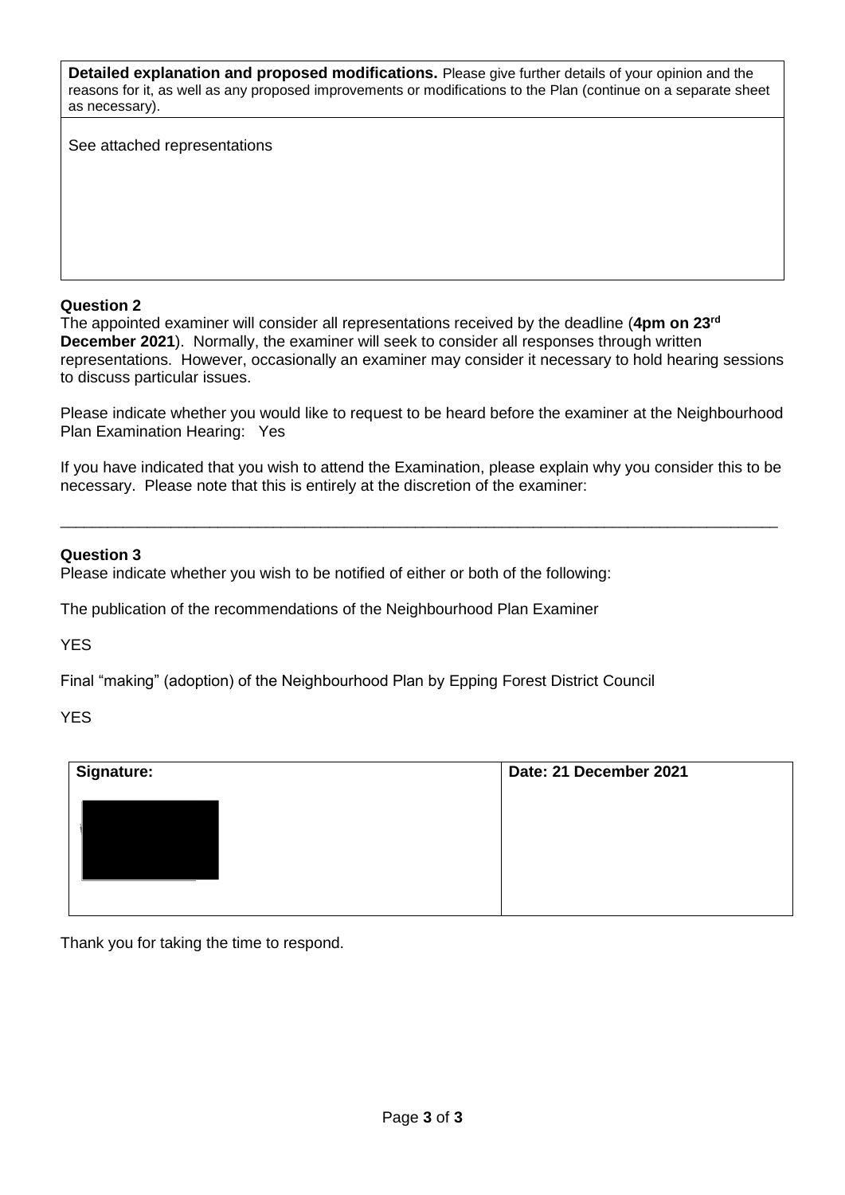| **Detailed explanation and proposed modifications.** Please give further details of your opinion and the reasons for it, as well as any proposed improvements or modifications to the Plan (continue on a separate sheet as necessary). |
|---|
| See attached representations |

**Question 2**

The appointed examiner will consider all representations received by the deadline (**4pm on 23rd December 2021**). Normally, the examiner will seek to consider all responses through written representations. However, occasionally an examiner may consider it necessary to hold hearing sessions to discuss particular issues.

Please indicate whether you would like to request to be heard before the examiner at the Neighbourhood Plan Examination Hearing: Yes

If you have indicated that you wish to attend the Examination, please explain why you consider this to be necessary. Please note that this is entirely at the discretion of the examiner:

______________________________________________________________________________

**Question 3**

Please indicate whether you wish to be notified of either or both of the following:

The publication of the recommendations of the Neighbourhood Plan Examiner

YES

Final "making" (adoption) of the Neighbourhood Plan by Epping Forest District Council

YES

| **Signature:** | **Date: 21 December 2021** |
|---|---|
| | |

Thank you for taking the time to respond.